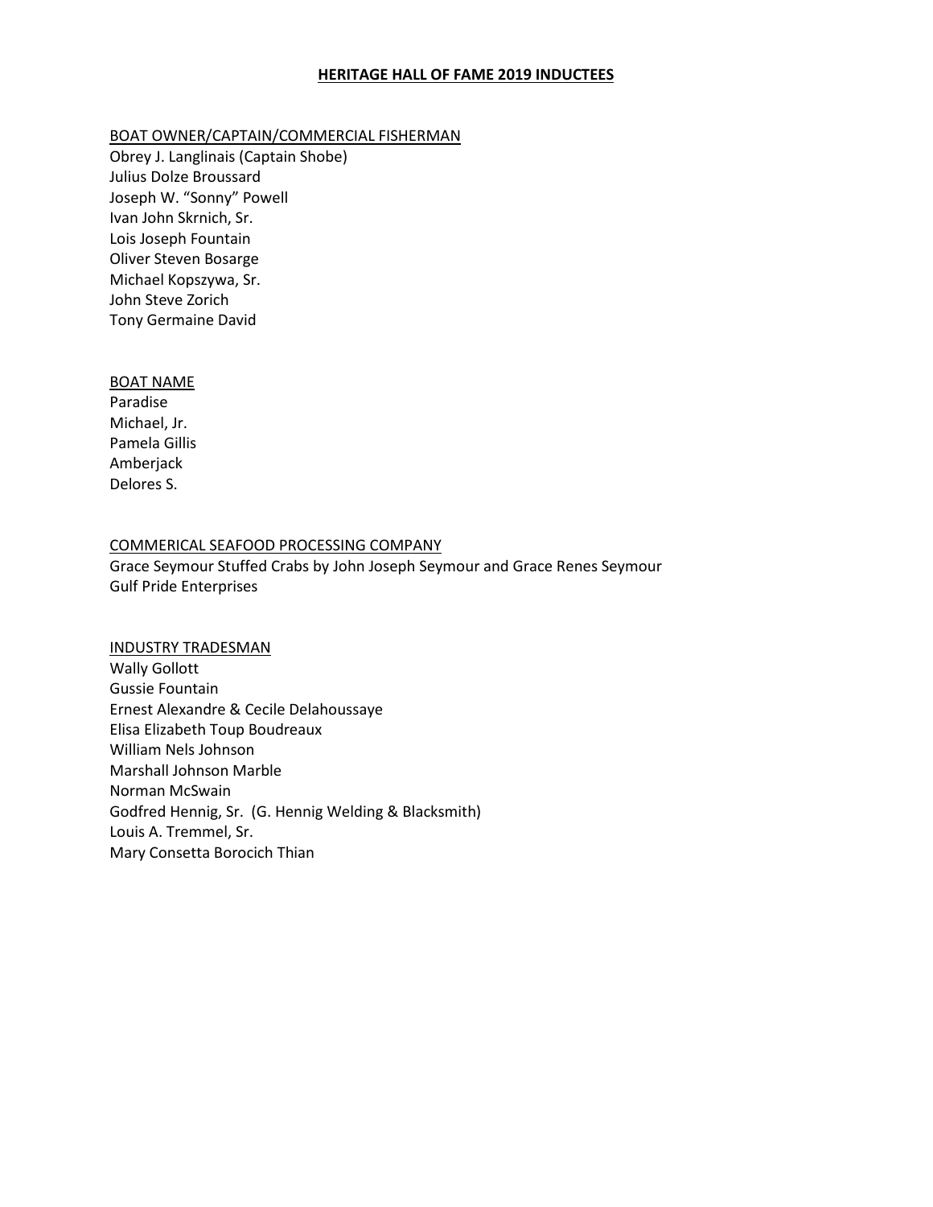# HERITAGE HALL OF FAME 2019 INDUCTEES

## BOAT OWNER/CAPTAIN/COMMERCIAL FISHERMAN

Obrey J. Langlinais (Captain Shobe)
Julius Dolze Broussard
Joseph W. "Sonny" Powell
Ivan John Skrnich, Sr.
Lois Joseph Fountain
Oliver Steven Bosarge
Michael Kopszywa, Sr.
John Steve Zorich
Tony Germaine David

## BOAT NAME

Paradise
Michael, Jr.
Pamela Gillis
Amberjack
Delores S.

## COMMERICAL SEAFOOD PROCESSING COMPANY

Grace Seymour Stuffed Crabs by John Joseph Seymour and Grace Renes Seymour
Gulf Pride Enterprises

## INDUSTRY TRADESMAN

Wally Gollott
Gussie Fountain
Ernest Alexandre & Cecile Delahoussaye
Elisa Elizabeth Toup Boudreaux
William Nels Johnson
Marshall Johnson Marble
Norman McSwain
Godfred Hennig, Sr. (G. Hennig Welding & Blacksmith)
Louis A. Tremmel, Sr.
Mary Consetta Borocich Thian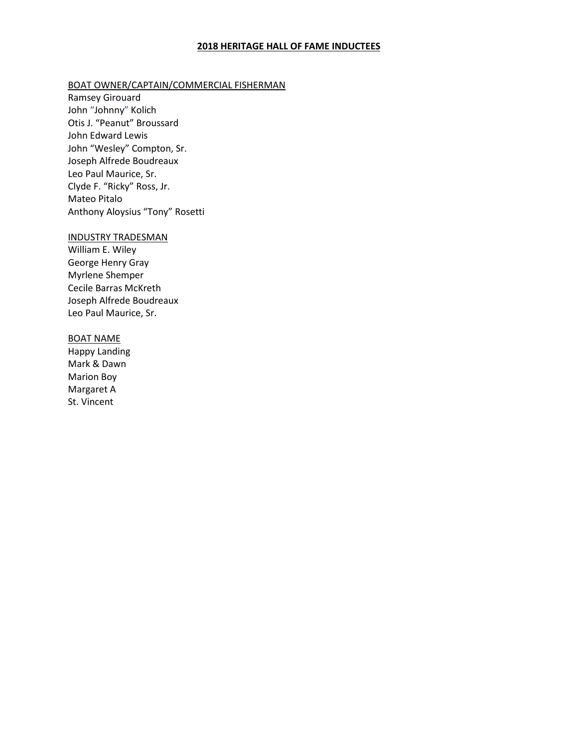# 2018 HERITAGE HALL OF FAME INDUCTEES

## BOAT OWNER/CAPTAIN/COMMERCIAL FISHERMAN

Ramsey Girouard
John "Johnny" Kolich
Otis J. "Peanut" Broussard
John Edward Lewis
John "Wesley" Compton, Sr.
Joseph Alfrede Boudreaux
Leo Paul Maurice, Sr.
Clyde F. "Ricky" Ross, Jr.
Mateo Pitalo
Anthony Aloysius "Tony" Rosetti

## INDUSTRY TRADESMAN

William E. Wiley
George Henry Gray
Myrlene Shemper
Cecile Barras McKreth
Joseph Alfrede Boudreaux
Leo Paul Maurice, Sr.

## BOAT NAME

Happy Landing
Mark & Dawn
Marion Boy
Margaret A
St. Vincent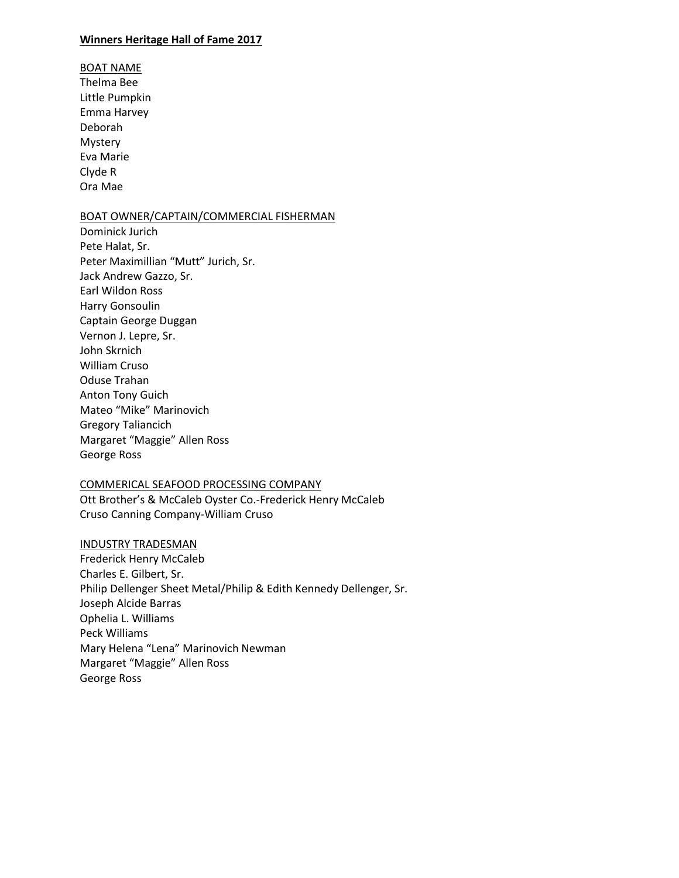**Winners Heritage Hall of Fame 2017**

BOAT NAME

Thelma Bee
Little Pumpkin
Emma Harvey
Deborah
Mystery
Eva Marie
Clyde R
Ora Mae

BOAT OWNER/CAPTAIN/COMMERCIAL FISHERMAN

Dominick Jurich
Pete Halat, Sr.
Peter Maximillian "Mutt" Jurich, Sr.
Jack Andrew Gazzo, Sr.
Earl Wildon Ross
Harry Gonsoulin
Captain George Duggan
Vernon J. Lepre, Sr.
John Skrnich
William Cruso
Oduse Trahan
Anton Tony Guich
Mateo "Mike" Marinovich
Gregory Taliancich
Margaret "Maggie" Allen Ross
George Ross

COMMERICAL SEAFOOD PROCESSING COMPANY

Ott Brother's & McCaleb Oyster Co.-Frederick Henry McCaleb
Cruso Canning Company-William Cruso

INDUSTRY TRADESMAN

Frederick Henry McCaleb
Charles E. Gilbert, Sr.
Philip Dellenger Sheet Metal/Philip & Edith Kennedy Dellenger, Sr.
Joseph Alcide Barras
Ophelia L. Williams
Peck Williams
Mary Helena "Lena" Marinovich Newman
Margaret "Maggie" Allen Ross
George Ross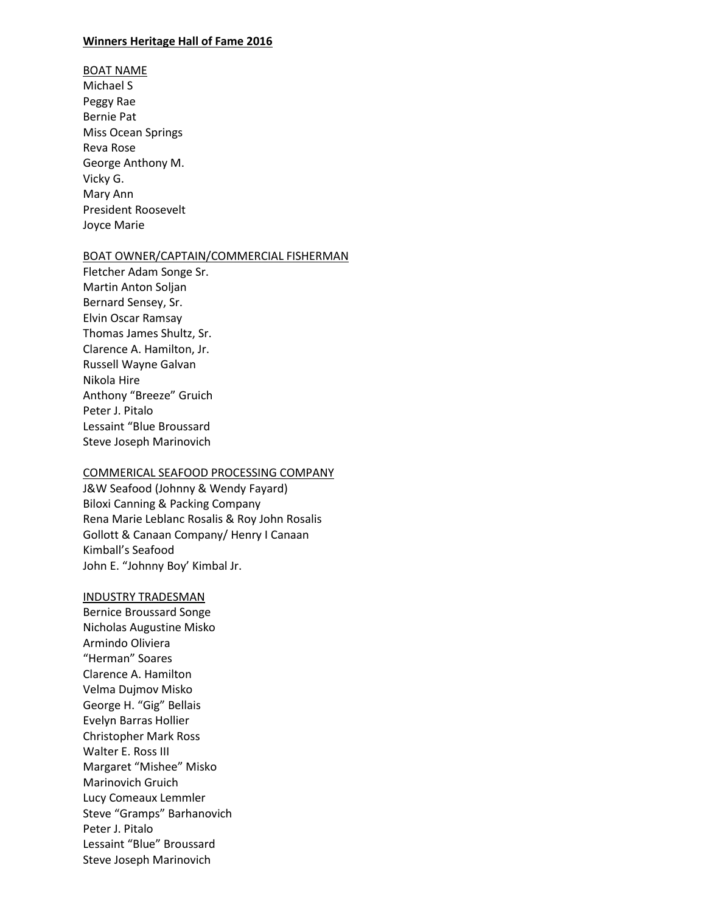**Winners Heritage Hall of Fame 2016**

BOAT NAME

Michael S
Peggy Rae
Bernie Pat
Miss Ocean Springs
Reva Rose
George Anthony M.
Vicky G.
Mary Ann
President Roosevelt
Joyce Marie

BOAT OWNER/CAPTAIN/COMMERCIAL FISHERMAN

Fletcher Adam Songe Sr.
Martin Anton Soljan
Bernard Sensey, Sr.
Elvin Oscar Ramsay
Thomas James Shultz, Sr.
Clarence A. Hamilton, Jr.
Russell Wayne Galvan
Nikola Hire
Anthony "Breeze" Gruich
Peter J. Pitalo
Lessaint "Blue Broussard
Steve Joseph Marinovich

COMMERICAL SEAFOOD PROCESSING COMPANY

J&W Seafood (Johnny & Wendy Fayard)
Biloxi Canning & Packing Company
Rena Marie Leblanc Rosalis & Roy John Rosalis
Gollott & Canaan Company/ Henry I Canaan
Kimball's Seafood
John E. "Johnny Boy' Kimbal Jr.

INDUSTRY TRADESMAN

Bernice Broussard Songe
Nicholas Augustine Misko
Armindo Oliviera
"Herman" Soares
Clarence A. Hamilton
Velma Dujmov Misko
George H. "Gig" Bellais
Evelyn Barras Hollier
Christopher Mark Ross
Walter E. Ross III
Margaret "Mishee" Misko
Marinovich Gruich
Lucy Comeaux Lemmler
Steve "Gramps" Barhanovich
Peter J. Pitalo
Lessaint "Blue" Broussard
Steve Joseph Marinovich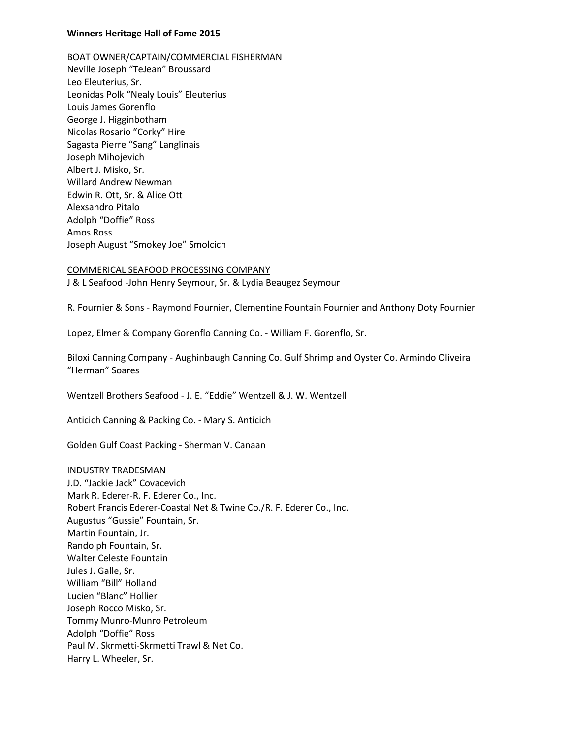**Winners Heritage Hall of Fame 2015**

BOAT OWNER/CAPTAIN/COMMERCIAL FISHERMAN

Neville Joseph “TeJean” Broussard
Leo Eleuterius, Sr.
Leonidas Polk “Nealy Louis” Eleuterius
Louis James Gorenflo
George J. Higginbotham
Nicolas Rosario “Corky” Hire
Sagasta Pierre “Sang” Langlinais
Joseph Mihojevich
Albert J. Misko, Sr.
Willard Andrew Newman
Edwin R. Ott, Sr. & Alice Ott
Alexsandro Pitalo
Adolph “Doffie” Ross
Amos Ross
Joseph August “Smokey Joe” Smolcich

COMMERICAL SEAFOOD PROCESSING COMPANY

J & L Seafood -John Henry Seymour, Sr. & Lydia Beaugez Seymour

R. Fournier & Sons - Raymond Fournier, Clementine Fountain Fournier and Anthony Doty Fournier

Lopez, Elmer & Company Gorenflo Canning Co. - William F. Gorenflo, Sr.

Biloxi Canning Company - Aughinbaugh Canning Co. Gulf Shrimp and Oyster Co. Armindo Oliveira “Herman” Soares

Wentzell Brothers Seafood - J. E. “Eddie” Wentzell & J. W. Wentzell

Anticich Canning & Packing Co. - Mary S. Anticich

Golden Gulf Coast Packing - Sherman V. Canaan

INDUSTRY TRADESMAN

J.D. “Jackie Jack” Covacevich
Mark R. Ederer-R. F. Ederer Co., Inc.
Robert Francis Ederer-Coastal Net & Twine Co./R. F. Ederer Co., Inc.
Augustus “Gussie” Fountain, Sr.
Martin Fountain, Jr.
Randolph Fountain, Sr.
Walter Celeste Fountain
Jules J. Galle, Sr.
William “Bill” Holland
Lucien “Blanc” Hollier
Joseph Rocco Misko, Sr.
Tommy Munro-Munro Petroleum
Adolph “Doffie” Ross
Paul M. Skrmetti-Skrmetti Trawl & Net Co.
Harry L. Wheeler, Sr.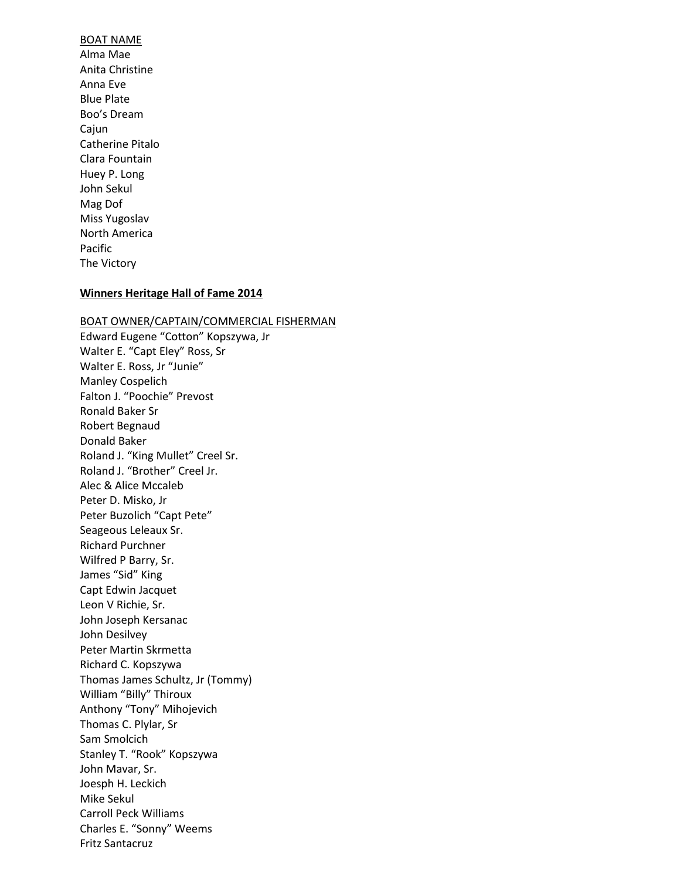BOAT NAME

Alma Mae
Anita Christine
Anna Eve
Blue Plate
Boo's Dream
Cajun
Catherine Pitalo
Clara Fountain
Huey P. Long
John Sekul
Mag Dof
Miss Yugoslav
North America
Pacific
The Victory

**Winners Heritage Hall of Fame 2014**

BOAT OWNER/CAPTAIN/COMMERCIAL FISHERMAN

Edward Eugene "Cotton" Kopszywa, Jr
Walter E. "Capt Eley" Ross, Sr
Walter E. Ross, Jr "Junie"
Manley Cospelich
Falton J. "Poochie" Prevost
Ronald Baker Sr
Robert Begnaud
Donald Baker
Roland J. "King Mullet" Creel Sr.
Roland J. "Brother" Creel Jr.
Alec & Alice Mccaleb
Peter D. Misko, Jr
Peter Buzolich "Capt Pete"
Seageous Leleaux Sr.
Richard Purchner
Wilfred P Barry, Sr.
James "Sid" King
Capt Edwin Jacquet
Leon V Richie, Sr.
John Joseph Kersanac
John Desilvey
Peter Martin Skrmetta
Richard C. Kopszywa
Thomas James Schultz, Jr (Tommy)
William "Billy" Thiroux
Anthony "Tony" Mihojevich
Thomas C. Plylar, Sr
Sam Smolcich
Stanley T. "Rook" Kopszywa
John Mavar, Sr.
Joesph H. Leckich
Mike Sekul
Carroll Peck Williams
Charles E. "Sonny" Weems
Fritz Santacruz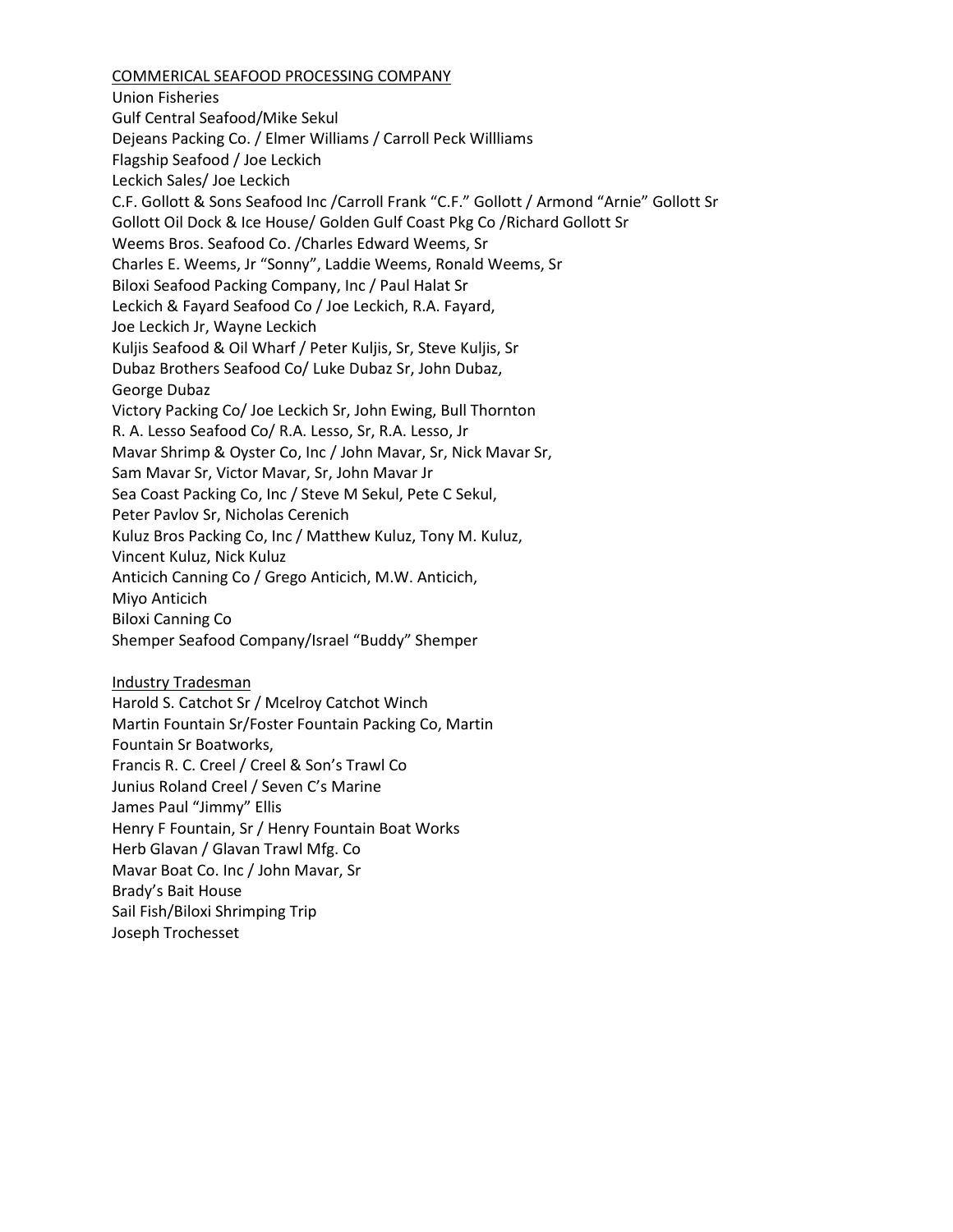<u>COMMERICAL SEAFOOD PROCESSING COMPANY</u>

Union Fisheries
Gulf Central Seafood/Mike Sekul
Dejeans Packing Co. / Elmer Williams / Carroll Peck Willliams
Flagship Seafood / Joe Leckich
Leckich Sales/ Joe Leckich
C.F. Gollott & Sons Seafood Inc /Carroll Frank "C.F." Gollott / Armond "Arnie" Gollott Sr
Gollott Oil Dock & Ice House/ Golden Gulf Coast Pkg Co /Richard Gollott Sr
Weems Bros. Seafood Co. /Charles Edward Weems, Sr
Charles E. Weems, Jr "Sonny", Laddie Weems, Ronald Weems, Sr
Biloxi Seafood Packing Company, Inc / Paul Halat Sr
Leckich & Fayard Seafood Co / Joe Leckich, R.A. Fayard,
Joe Leckich Jr, Wayne Leckich
Kuljis Seafood & Oil Wharf / Peter Kuljis, Sr, Steve Kuljis, Sr
Dubaz Brothers Seafood Co/ Luke Dubaz Sr, John Dubaz,
George Dubaz
Victory Packing Co/ Joe Leckich Sr, John Ewing, Bull Thornton
R. A. Lesso Seafood Co/ R.A. Lesso, Sr, R.A. Lesso, Jr
Mavar Shrimp & Oyster Co, Inc / John Mavar, Sr, Nick Mavar Sr,
Sam Mavar Sr, Victor Mavar, Sr, John Mavar Jr
Sea Coast Packing Co, Inc / Steve M Sekul, Pete C Sekul,
Peter Pavlov Sr, Nicholas Cerenich
Kuluz Bros Packing Co, Inc / Matthew Kuluz, Tony M. Kuluz,
Vincent Kuluz, Nick Kuluz
Anticich Canning Co / Grego Anticich, M.W. Anticich,
Miyo Anticich
Biloxi Canning Co
Shemper Seafood Company/Israel "Buddy" Shemper

<u>Industry Tradesman</u>

Harold S. Catchot Sr / Mcelroy Catchot Winch
Martin Fountain Sr/Foster Fountain Packing Co, Martin
Fountain Sr Boatworks,
Francis R. C. Creel / Creel & Son's Trawl Co
Junius Roland Creel / Seven C's Marine
James Paul "Jimmy" Ellis
Henry F Fountain, Sr / Henry Fountain Boat Works
Herb Glavan / Glavan Trawl Mfg. Co
Mavar Boat Co. Inc / John Mavar, Sr
Brady's Bait House
Sail Fish/Biloxi Shrimping Trip
Joseph Trochesset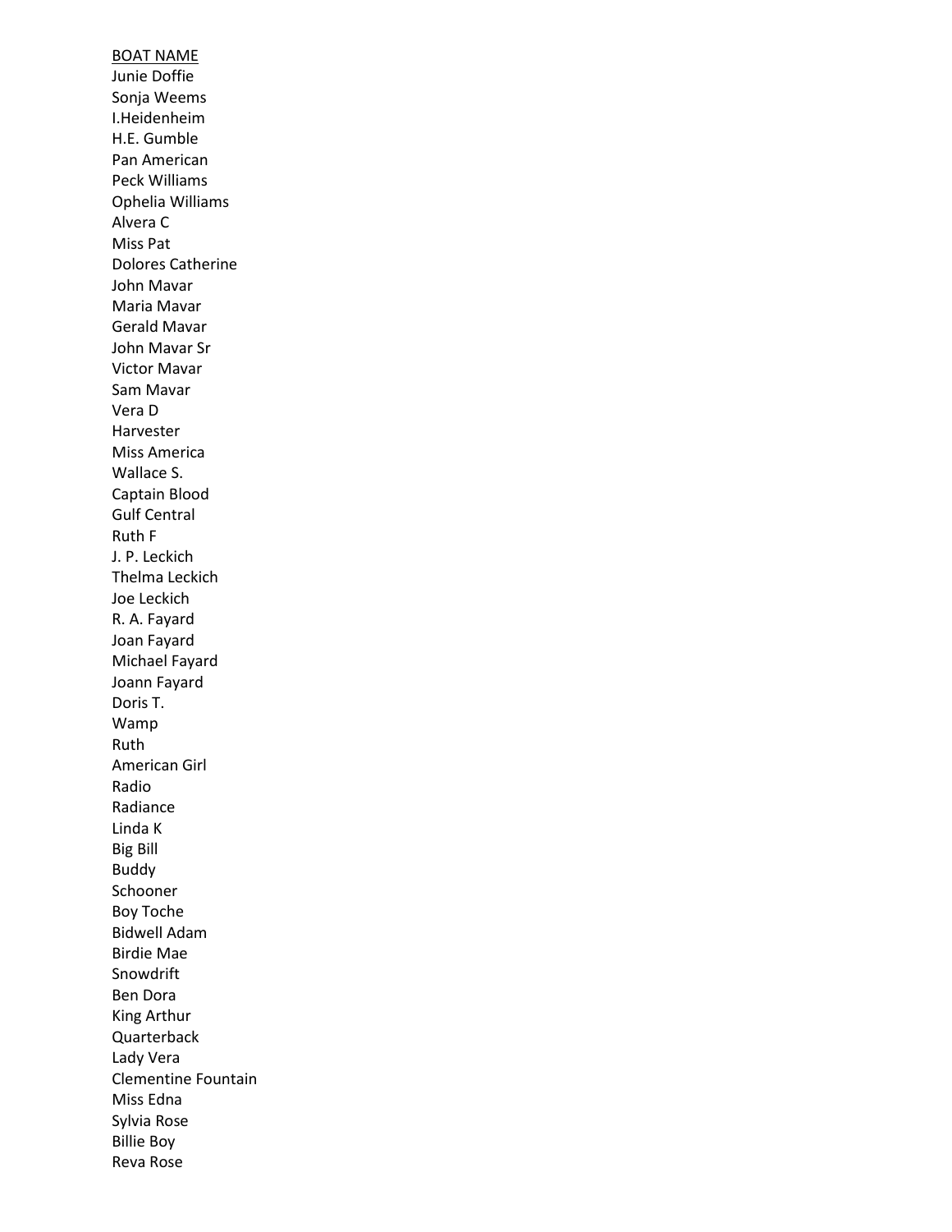<u>BOAT NAME</u>

Junie Doffie
Sonja Weems
I.Heidenheim
H.E. Gumble
Pan American
Peck Williams
Ophelia Williams
Alvera C
Miss Pat
Dolores Catherine
John Mavar
Maria Mavar
Gerald Mavar
John Mavar Sr
Victor Mavar
Sam Mavar
Vera D
Harvester
Miss America
Wallace S.
Captain Blood
Gulf Central
Ruth F
J. P. Leckich
Thelma Leckich
Joe Leckich
R. A. Fayard
Joan Fayard
Michael Fayard
Joann Fayard
Doris T.
Wamp
Ruth
American Girl
Radio
Radiance
Linda K
Big Bill
Buddy
Schooner
Boy Toche
Bidwell Adam
Birdie Mae
Snowdrift
Ben Dora
King Arthur
Quarterback
Lady Vera
Clementine Fountain
Miss Edna
Sylvia Rose
Billie Boy
Reva Rose